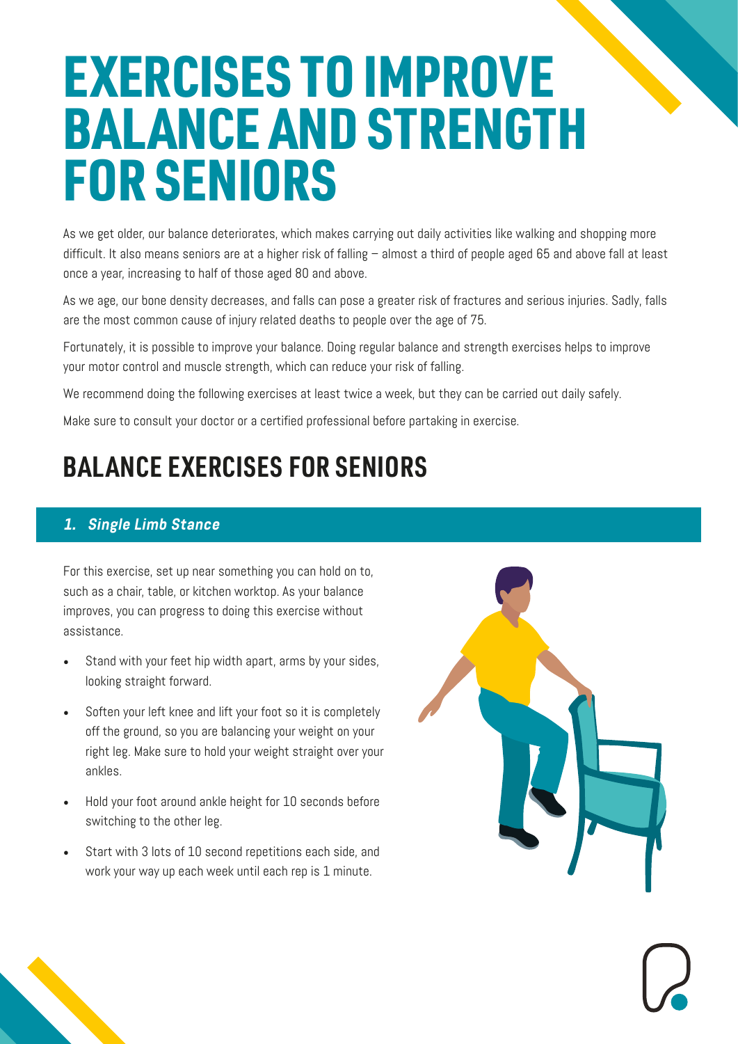# EXERCISES TO IMPROVE BALANCE AND STRENGTH FOR SENIORS

As we get older, our balance deteriorates, which makes carrying out daily activities like walking and shopping more difficult. It also means seniors are at a higher risk of falling – almost a third of people aged 65 and above fall at least once a year, increasing to half of those aged 80 and above.

As we age, our bone density decreases, and falls can pose a greater risk of fractures and serious injuries. Sadly, falls are the most common cause of injury related deaths to people over the age of 75.

Fortunately, it is possible to improve your balance. Doing regular balance and strength exercises helps to improve your motor control and muscle strength, which can reduce your risk of falling.

We recommend doing the following exercises at least twice a week, but they can be carried out daily safely.

Make sure to consult your doctor or a certified professional before partaking in exercise.

## BALANCE EXERCISES FOR SENIORS

### *1. Single Limb Stance*

For this exercise, set up near something you can hold on to, such as a chair, table, or kitchen worktop. As your balance improves, you can progress to doing this exercise without assistance.

- Stand with your feet hip width apart, arms by your sides, looking straight forward.
- Soften your left knee and lift your foot so it is completely off the ground, so you are balancing your weight on your right leg. Make sure to hold your weight straight over your ankles.
- Hold your foot around ankle height for 10 seconds before switching to the other leg.
- Start with 3 lots of 10 second repetitions each side, and work your way up each week until each rep is 1 minute.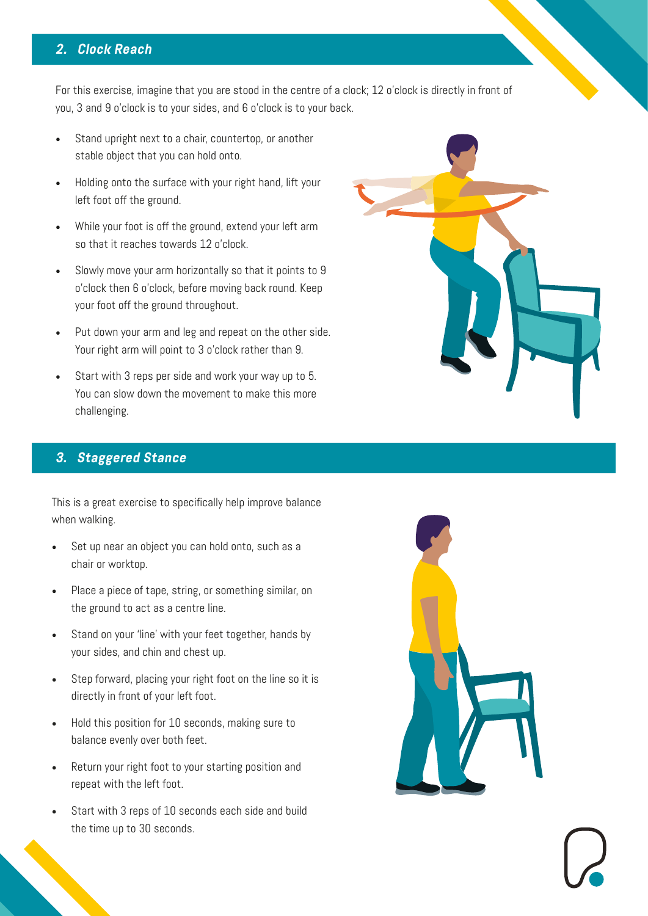## *2. Clock Reach*

For this exercise, imagine that you are stood in the centre of a clock; 12 o'clock is directly in front of you, 3 and 9 o'clock is to your sides, and 6 o'clock is to your back.

- Stand upright next to a chair, countertop, or another stable object that you can hold onto.
- Holding onto the surface with your right hand, lift your left foot off the ground.
- While your foot is off the ground, extend your left arm so that it reaches towards 12 o'clock.
- Slowly move your arm horizontally so that it points to 9 o'clock then 6 o'clock, before moving back round. Keep your foot off the ground throughout.
- Put down your arm and leg and repeat on the other side. Your right arm will point to 3 o'clock rather than 9.
- Start with 3 reps per side and work your way up to 5. You can slow down the movement to make this more challenging.

## *3. Staggered Stance*

This is a great exercise to specifically help improve balance when walking.

- Set up near an object you can hold onto, such as a chair or worktop.
- Place a piece of tape, string, or something similar, on the ground to act as a centre line.
- Stand on your 'line' with your feet together, hands by your sides, and chin and chest up.
- Step forward, placing your right foot on the line so it is directly in front of your left foot.
- Hold this position for 10 seconds, making sure to balance evenly over both feet.
- Return your right foot to your starting position and repeat with the left foot.
- Start with 3 reps of 10 seconds each side and build the time up to 30 seconds.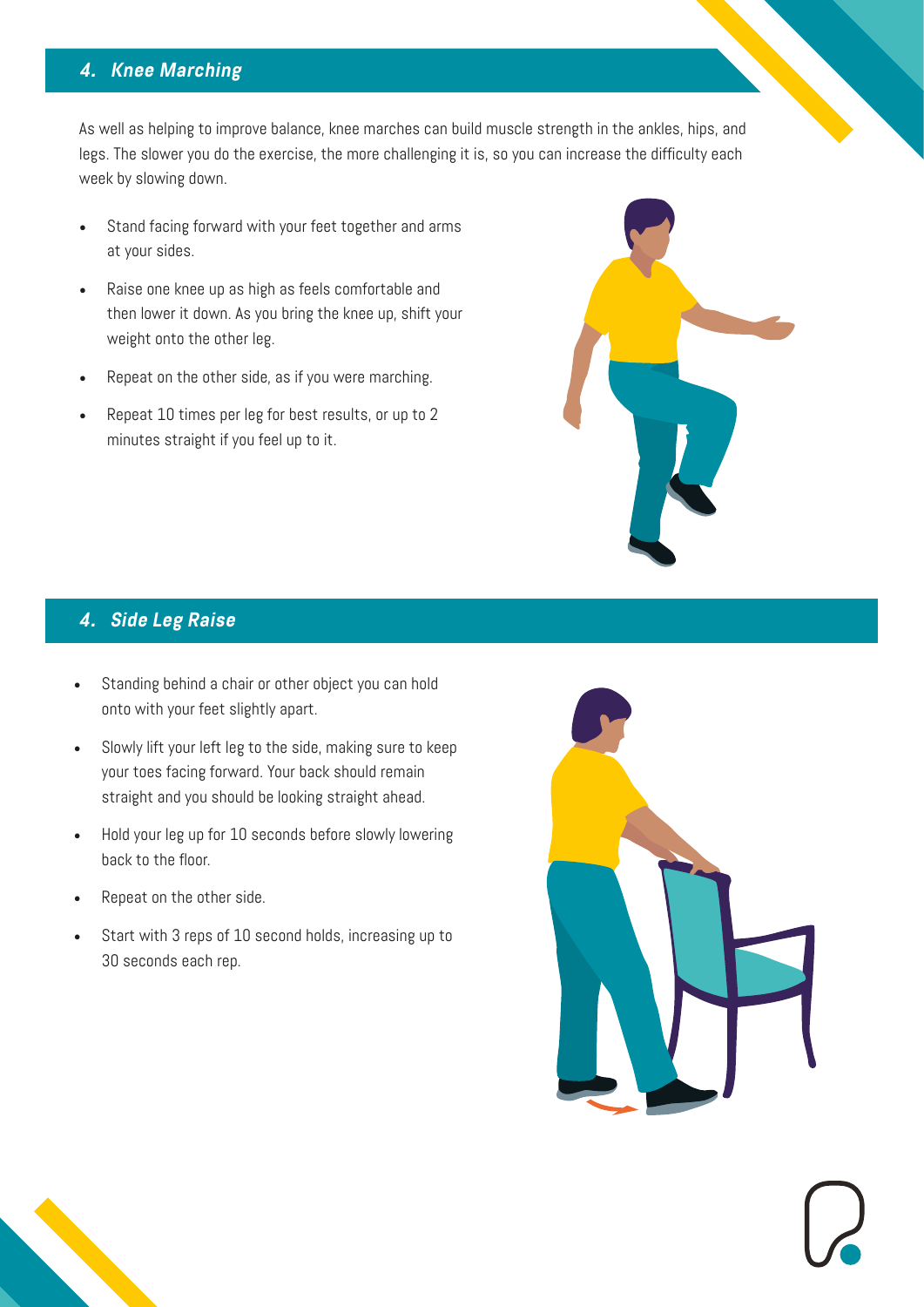## 4. Knee Marching

As well as helping to improve balance, knee marches can build muscle strength in the ankles, hips, and legs. The slower you do the exercise, the more challenging it is, so you can increase the difficulty each week by slowing down.

- Stand facing forward with your feet together and arms at your sides.
- Raise one knee up as high as feels comfortable and then lower it down. As you bring the knee up, shift your weight onto the other leg.
- Repeat on the other side, as if you were marching.
- Repeat 10 times per leg for best results, or up to 2 minutes straight if you feel up to it.

## 4. Side Leg Raise

- Standing behind a chair or other object you can hold onto with your feet slightly apart.
- Slowly lift your left leg to the side, making sure to keep your toes facing forward. Your back should remain straight and you should be looking straight ahead.
- Hold your leg up for 10 seconds before slowly lowering back to the floor.
- Repeat on the other side.
- Start with 3 reps of 10 second holds, increasing up to 30 seconds each rep.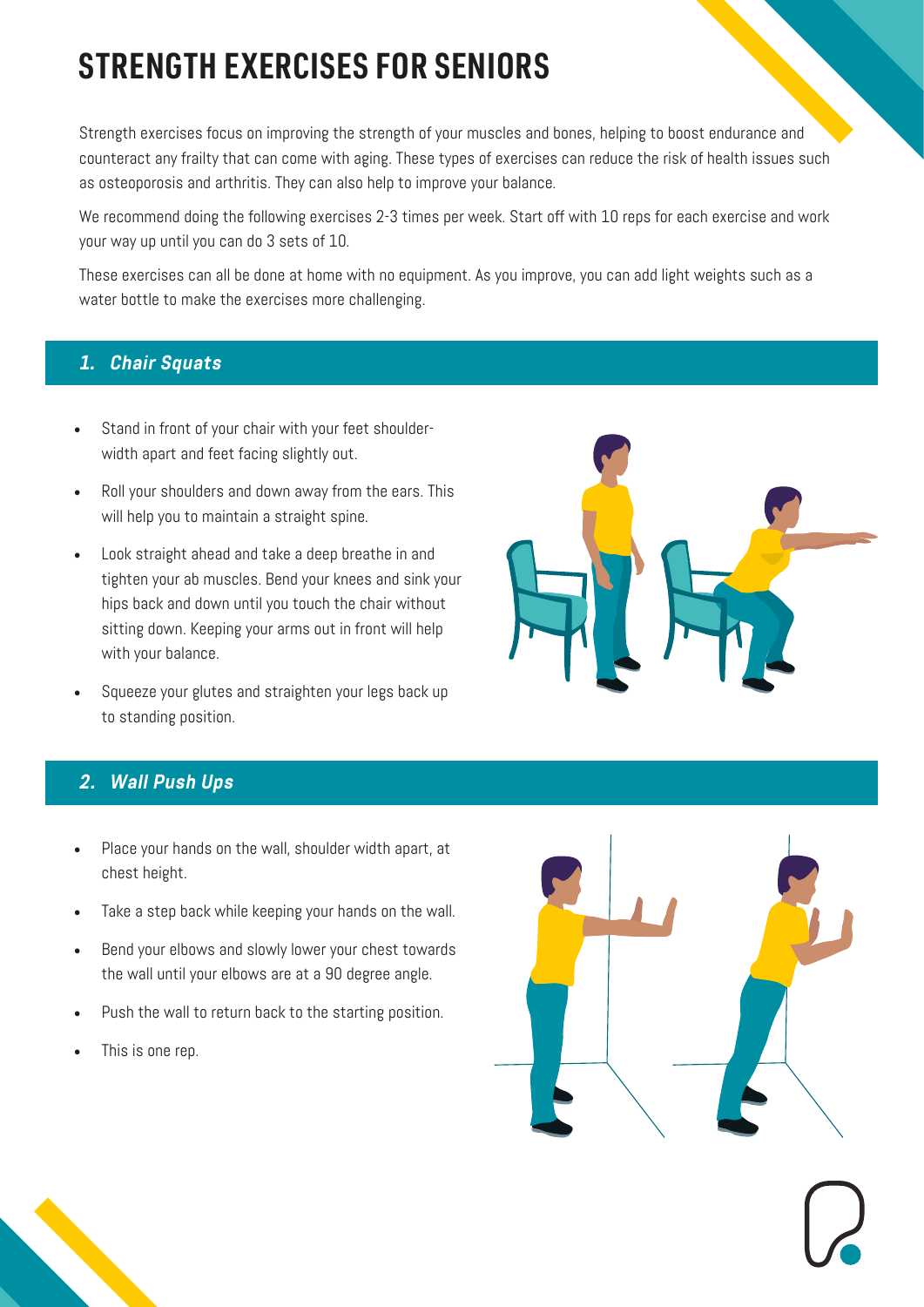# STRENGTH EXERCISES FOR SENIORS

Strength exercises focus on improving the strength of your muscles and bones, helping to boost endurance and counteract any frailty that can come with aging. These types of exercises can reduce the risk of health issues such as osteoporosis and arthritis. They can also help to improve your balance.

We recommend doing the following exercises 2-3 times per week. Start off with 10 reps for each exercise and work your way up until you can do 3 sets of 10.

These exercises can all be done at home with no equipment. As you improve, you can add light weights such as a water bottle to make the exercises more challenging.

## *1. Chair Squats*

- Stand in front of your chair with your feet shoulder-width apart and feet facing slightly out.
- Roll your shoulders and down away from the ears. This will help you to maintain a straight spine.
- Look straight ahead and take a deep breathe in and tighten your ab muscles. Bend your knees and sink your hips back and down until you touch the chair without sitting down. Keeping your arms out in front will help with your balance.
- Squeeze your glutes and straighten your legs back up to standing position.

## *2. Wall Push Ups*

- Place your hands on the wall, shoulder width apart, at chest height.
- Take a step back while keeping your hands on the wall.
- Bend your elbows and slowly lower your chest towards the wall until your elbows are at a 90 degree angle.
- Push the wall to return back to the starting position.
- This is one rep.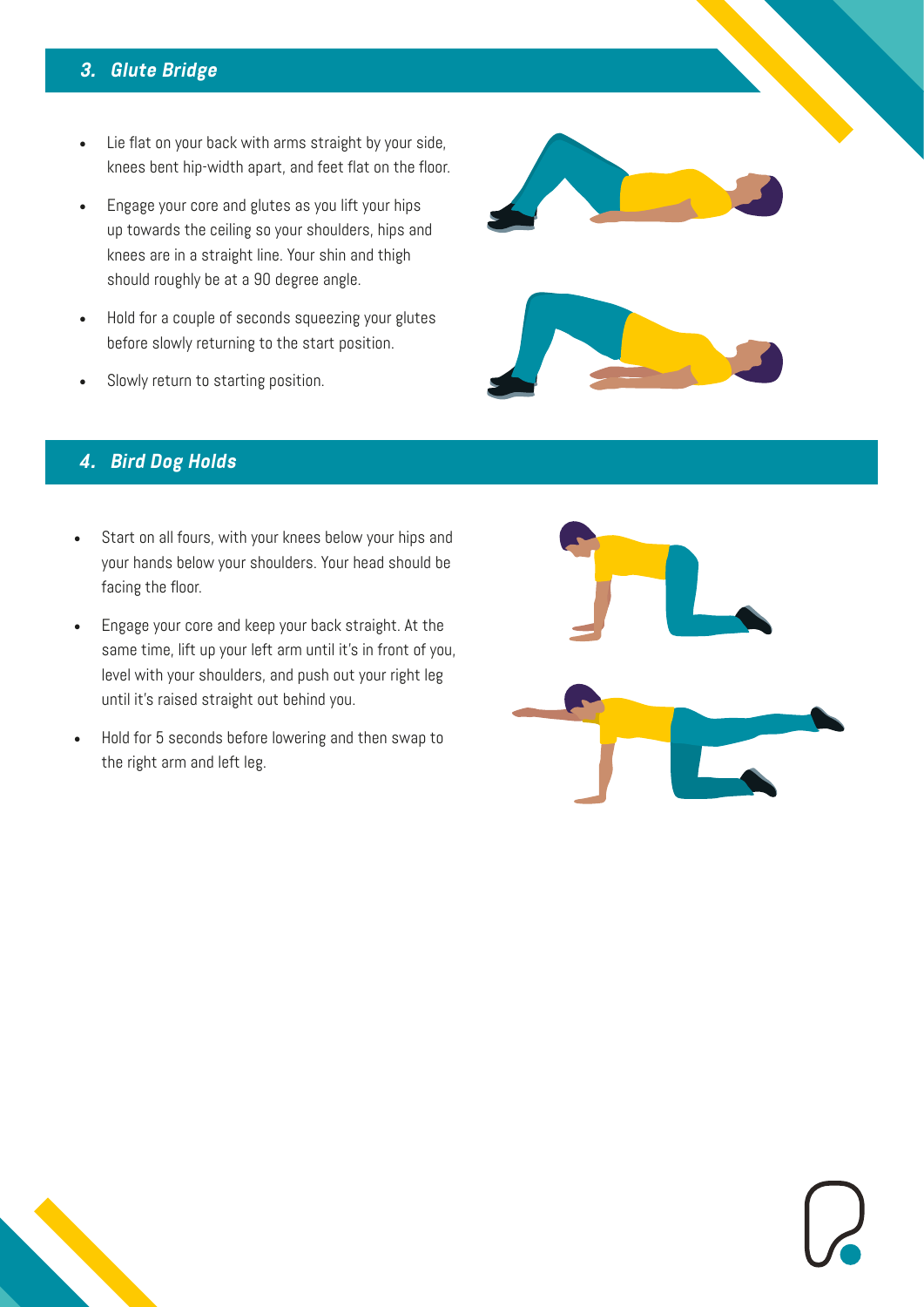### *3. Glute Bridge*

- Lie flat on your back with arms straight by your side, knees bent hip-width apart, and feet flat on the floor.
- Engage your core and glutes as you lift your hips up towards the ceiling so your shoulders, hips and knees are in a straight line. Your shin and thigh should roughly be at a 90 degree angle.
- Hold for a couple of seconds squeezing your glutes before slowly returning to the start position.
- Slowly return to starting position.

### *4. Bird Dog Holds*

- Start on all fours, with your knees below your hips and your hands below your shoulders. Your head should be facing the floor.
- Engage your core and keep your back straight. At the same time, lift up your left arm until it's in front of you, level with your shoulders, and push out your right leg until it's raised straight out behind you.
- Hold for 5 seconds before lowering and then swap to the right arm and left leg.